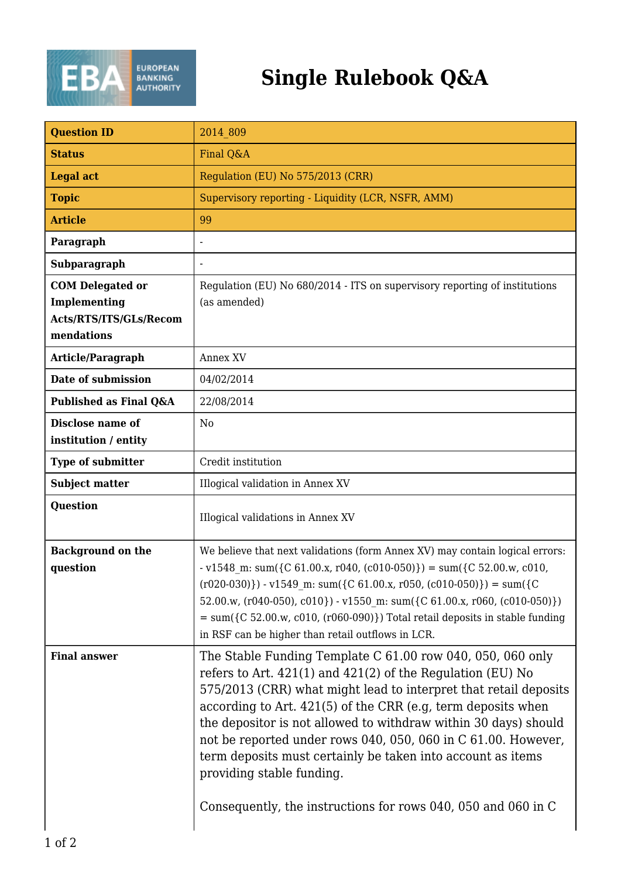# Single Rulebook Q&A

| Question ID | 2014_809 |
|---|---|
| Status | Final Q&A |
| Legal act | Regulation (EU) No 575/2013 (CRR) |
| Topic | Supervisory reporting - Liquidity (LCR, NSFR, AMM) |
| Article | 99 |
| Paragraph | - |
| Subparagraph | - |
| COM Delegated or Implementing Acts/RTS/ITS/GLs/Recommendations | Regulation (EU) No 680/2014 - ITS on supervisory reporting of institutions (as amended) |
| Article/Paragraph | Annex XV |
| Date of submission | 04/02/2014 |
| Published as Final Q&A | 22/08/2014 |
| Disclose name of institution / entity | No |
| Type of submitter | Credit institution |
| Subject matter | Illogical validation in Annex XV |
| Question | Illogical validations in Annex XV |
| Background on the question | We believe that next validations (form Annex XV) may contain logical errors: - v1548_m: sum({C 61.00.x, r040, (c010-050)}) = sum({C 52.00.w, c010, (r020-030)}) - v1549_m: sum({C 61.00.x, r050, (c010-050)}) = sum({C 52.00.w, (r040-050), c010}) - v1550_m: sum({C 61.00.x, r060, (c010-050)}) = sum({C 52.00.w, c010, (r060-090)}) Total retail deposits in stable funding in RSF can be higher than retail outflows in LCR. |
| Final answer | The Stable Funding Template C 61.00 row 040, 050, 060 only refers to Art. 421(1) and 421(2) of the Regulation (EU) No 575/2013 (CRR) what might lead to interpret that retail deposits according to Art. 421(5) of the CRR (e.g, term deposits when the depositor is not allowed to withdraw within 30 days) should not be reported under rows 040, 050, 060 in C 61.00. However, term deposits must certainly be taken into account as items providing stable funding.<br><br>Consequently, the instructions for rows 040, 050 and 060 in C |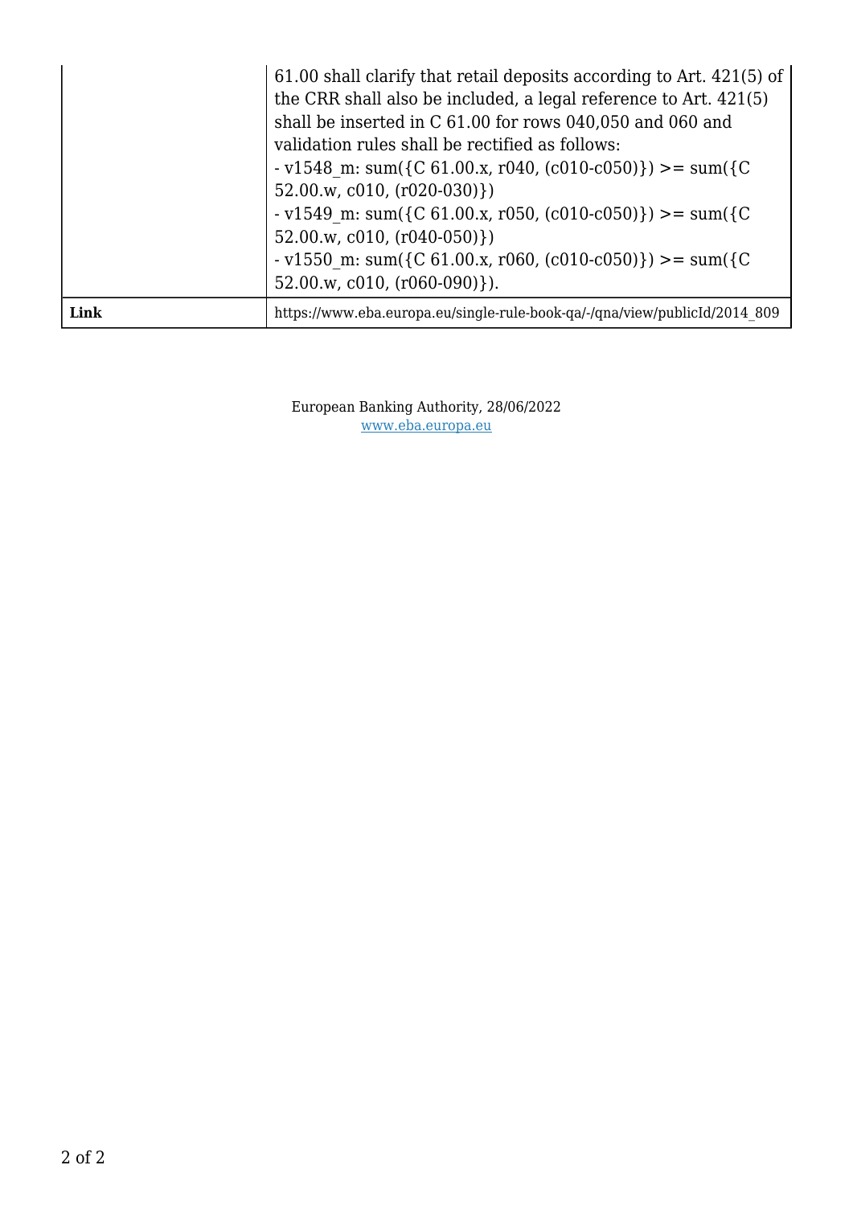| | |
|---|---|
| | 61.00 shall clarify that retail deposits according to Art. 421(5) of the CRR shall also be included, a legal reference to Art. 421(5) shall be inserted in C 61.00 for rows 040,050 and 060 and validation rules shall be rectified as follows:<br>- v1548_m: sum({C 61.00.x, r040, (c010-c050)}) >= sum({C 52.00.w, c010, (r020-030)})<br>- v1549_m: sum({C 61.00.x, r050, (c010-c050)}) >= sum({C 52.00.w, c010, (r040-050)})<br>- v1550_m: sum({C 61.00.x, r060, (c010-c050)}) >= sum({C 52.00.w, c010, (r060-090)}). |
| **Link** | https://www.eba.europa.eu/single-rule-book-qa/-/qna/view/publicId/2014_809 |

European Banking Authority, 28/06/2022
www.eba.europa.eu